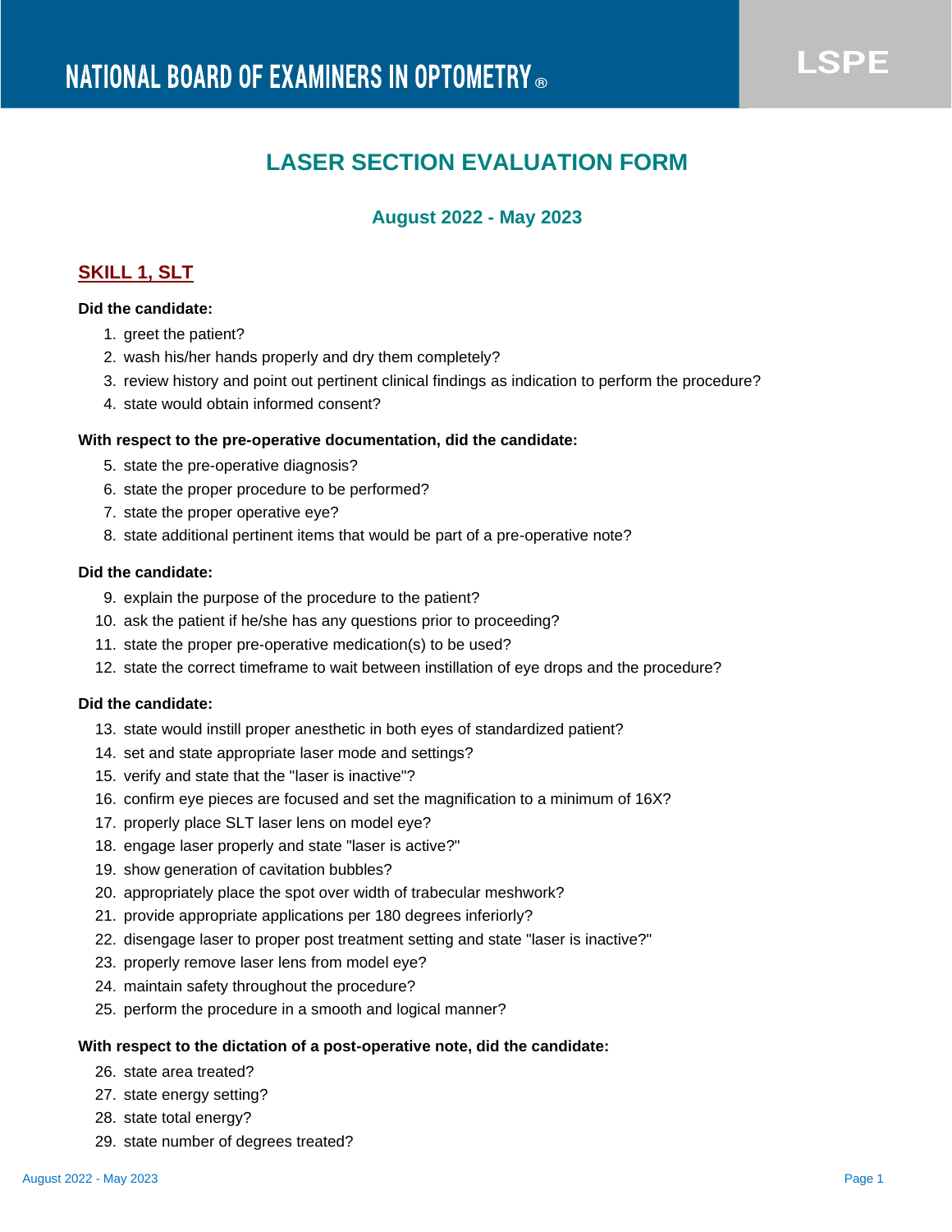NATIONAL BOARD OF EXAMINERS IN OPTOMETRY®

LSPE

# LASER SECTION EVALUATION FORM

## August 2022 - May 2023

### SKILL 1, SLT

**Did the candidate:**

1. greet the patient?
2. wash his/her hands properly and dry them completely?
3. review history and point out pertinent clinical findings as indication to perform the procedure?
4. state would obtain informed consent?

**With respect to the pre-operative documentation, did the candidate:**

5. state the pre-operative diagnosis?
6. state the proper procedure to be performed?
7. state the proper operative eye?
8. state additional pertinent items that would be part of a pre-operative note?

**Did the candidate:**

9. explain the purpose of the procedure to the patient?
10. ask the patient if he/she has any questions prior to proceeding?
11. state the proper pre-operative medication(s) to be used?
12. state the correct timeframe to wait between instillation of eye drops and the procedure?

**Did the candidate:**

13. state would instill proper anesthetic in both eyes of standardized patient?
14. set and state appropriate laser mode and settings?
15. verify and state that the "laser is inactive"?
16. confirm eye pieces are focused and set the magnification to a minimum of 16X?
17. properly place SLT laser lens on model eye?
18. engage laser properly and state "laser is active?"
19. show generation of cavitation bubbles?
20. appropriately place the spot over width of trabecular meshwork?
21. provide appropriate applications per 180 degrees inferiorly?
22. disengage laser to proper post treatment setting and state "laser is inactive?"
23. properly remove laser lens from model eye?
24. maintain safety throughout the procedure?
25. perform the procedure in a smooth and logical manner?

**With respect to the dictation of a post-operative note, did the candidate:**

26. state area treated?
27. state energy setting?
28. state total energy?
29. state number of degrees treated?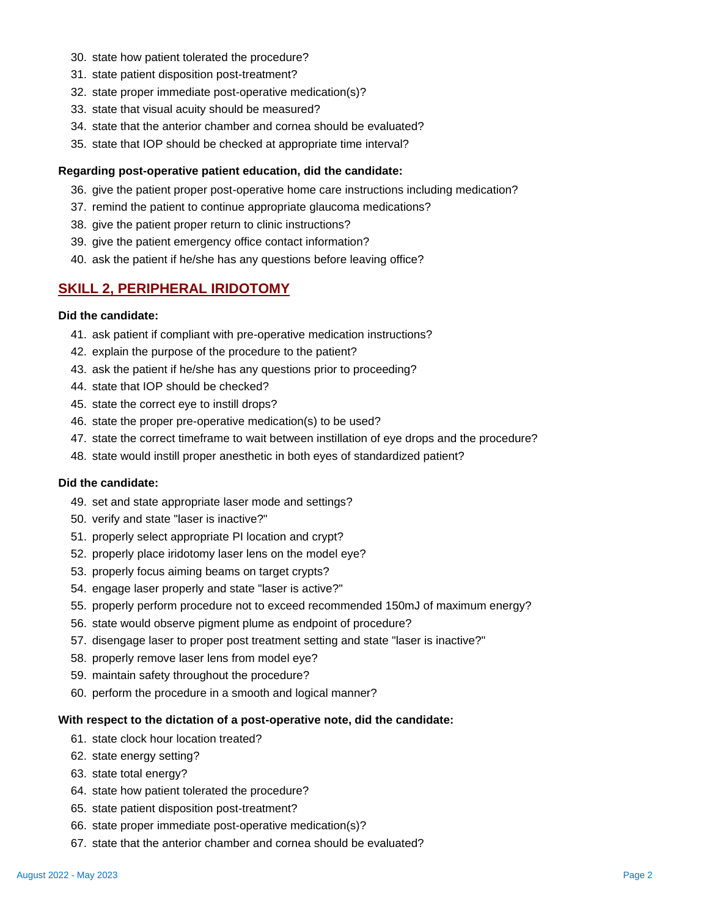30. state how patient tolerated the procedure?
31. state patient disposition post-treatment?
32. state proper immediate post-operative medication(s)?
33. state that visual acuity should be measured?
34. state that the anterior chamber and cornea should be evaluated?
35. state that IOP should be checked at appropriate time interval?

**Regarding post-operative patient education, did the candidate:**

36. give the patient proper post-operative home care instructions including medication?
37. remind the patient to continue appropriate glaucoma medications?
38. give the patient proper return to clinic instructions?
39. give the patient emergency office contact information?
40. ask the patient if he/she has any questions before leaving office?

## SKILL 2, PERIPHERAL IRIDOTOMY

**Did the candidate:**

41. ask patient if compliant with pre-operative medication instructions?
42. explain the purpose of the procedure to the patient?
43. ask the patient if he/she has any questions prior to proceeding?
44. state that IOP should be checked?
45. state the correct eye to instill drops?
46. state the proper pre-operative medication(s) to be used?
47. state the correct timeframe to wait between instillation of eye drops and the procedure?
48. state would instill proper anesthetic in both eyes of standardized patient?

**Did the candidate:**

49. set and state appropriate laser mode and settings?
50. verify and state "laser is inactive?"
51. properly select appropriate PI location and crypt?
52. properly place iridotomy laser lens on the model eye?
53. properly focus aiming beams on target crypts?
54. engage laser properly and state "laser is active?"
55. properly perform procedure not to exceed recommended 150mJ of maximum energy?
56. state would observe pigment plume as endpoint of procedure?
57. disengage laser to proper post treatment setting and state "laser is inactive?"
58. properly remove laser lens from model eye?
59. maintain safety throughout the procedure?
60. perform the procedure in a smooth and logical manner?

**With respect to the dictation of a post-operative note, did the candidate:**

61. state clock hour location treated?
62. state energy setting?
63. state total energy?
64. state how patient tolerated the procedure?
65. state patient disposition post-treatment?
66. state proper immediate post-operative medication(s)?
67. state that the anterior chamber and cornea should be evaluated?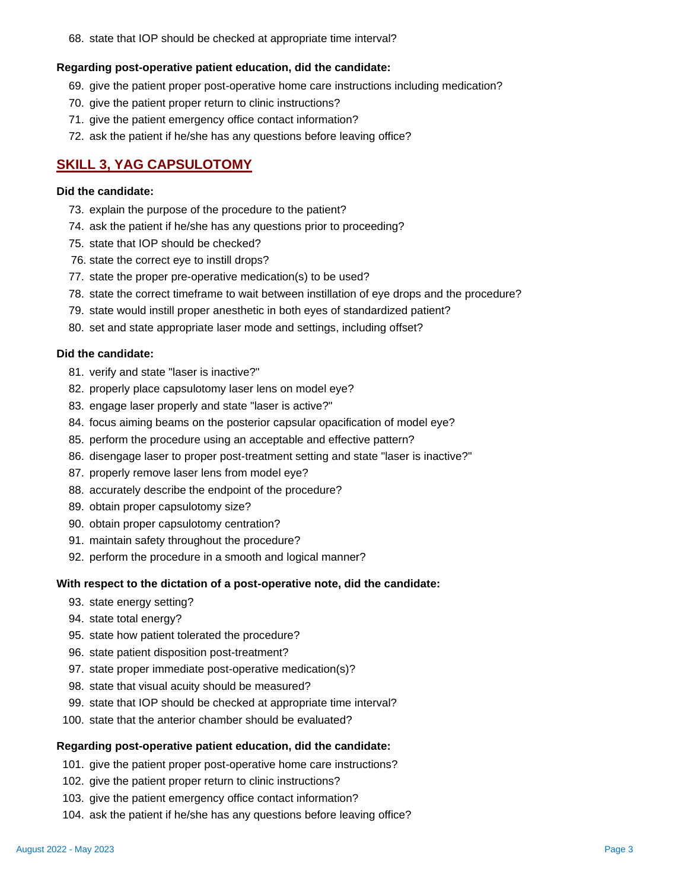68. state that IOP should be checked at appropriate time interval?

**Regarding post-operative patient education, did the candidate:**

69. give the patient proper post-operative home care instructions including medication?
70. give the patient proper return to clinic instructions?
71. give the patient emergency office contact information?
72. ask the patient if he/she has any questions before leaving office?

## SKILL 3, YAG CAPSULOTOMY

**Did the candidate:**

73. explain the purpose of the procedure to the patient?
74. ask the patient if he/she has any questions prior to proceeding?
75. state that IOP should be checked?
76. state the correct eye to instill drops?
77. state the proper pre-operative medication(s) to be used?
78. state the correct timeframe to wait between instillation of eye drops and the procedure?
79. state would instill proper anesthetic in both eyes of standardized patient?
80. set and state appropriate laser mode and settings, including offset?

**Did the candidate:**

81. verify and state "laser is inactive?"
82. properly place capsulotomy laser lens on model eye?
83. engage laser properly and state "laser is active?"
84. focus aiming beams on the posterior capsular opacification of model eye?
85. perform the procedure using an acceptable and effective pattern?
86. disengage laser to proper post-treatment setting and state "laser is inactive?"
87. properly remove laser lens from model eye?
88. accurately describe the endpoint of the procedure?
89. obtain proper capsulotomy size?
90. obtain proper capsulotomy centration?
91. maintain safety throughout the procedure?
92. perform the procedure in a smooth and logical manner?

**With respect to the dictation of a post-operative note, did the candidate:**

93. state energy setting?
94. state total energy?
95. state how patient tolerated the procedure?
96. state patient disposition post-treatment?
97. state proper immediate post-operative medication(s)?
98. state that visual acuity should be measured?
99. state that IOP should be checked at appropriate time interval?
100. state that the anterior chamber should be evaluated?

**Regarding post-operative patient education, did the candidate:**

101. give the patient proper post-operative home care instructions?
102. give the patient proper return to clinic instructions?
103. give the patient emergency office contact information?
104. ask the patient if he/she has any questions before leaving office?